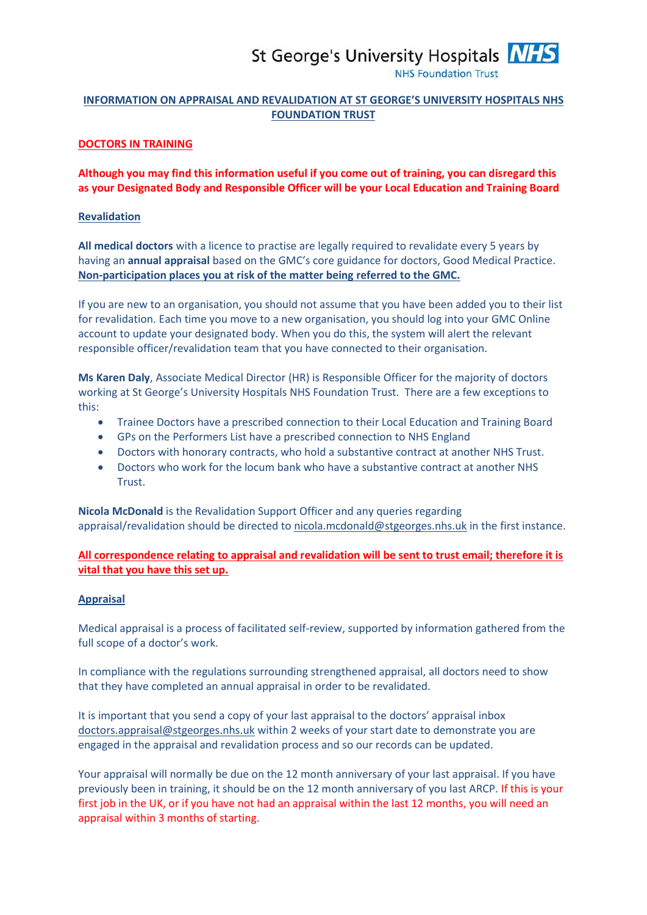St George's University Hospitals **NHS**
NHS Foundation Trust

# INFORMATION ON APPRAISAL AND REVALIDATION AT ST GEORGE'S UNIVERSITY HOSPITALS NHS FOUNDATION TRUST

## DOCTORS IN TRAINING

**Although you may find this information useful if you come out of training, you can disregard this as your Designated Body and Responsible Officer will be your Local Education and Training Board**

## Revalidation

**All medical doctors** with a licence to practise are legally required to revalidate every 5 years by having an **annual appraisal** based on the GMC's core guidance for doctors, Good Medical Practice. **Non-participation places you at risk of the matter being referred to the GMC.**

If you are new to an organisation, you should not assume that you have been added you to their list for revalidation. Each time you move to a new organisation, you should log into your GMC Online account to update your designated body. When you do this, the system will alert the relevant responsible officer/revalidation team that you have connected to their organisation.

**Ms Karen Daly**, Associate Medical Director (HR) is Responsible Officer for the majority of doctors working at St George's University Hospitals NHS Foundation Trust. There are a few exceptions to this:

- Trainee Doctors have a prescribed connection to their Local Education and Training Board
- GPs on the Performers List have a prescribed connection to NHS England
- Doctors with honorary contracts, who hold a substantive contract at another NHS Trust.
- Doctors who work for the locum bank who have a substantive contract at another NHS Trust.

**Nicola McDonald** is the Revalidation Support Officer and any queries regarding appraisal/revalidation should be directed to nicola.mcdonald@stgeorges.nhs.uk in the first instance.

**All correspondence relating to appraisal and revalidation will be sent to trust email; therefore it is vital that you have this set up.**

## Appraisal

Medical appraisal is a process of facilitated self-review, supported by information gathered from the full scope of a doctor's work.

In compliance with the regulations surrounding strengthened appraisal, all doctors need to show that they have completed an annual appraisal in order to be revalidated.

It is important that you send a copy of your last appraisal to the doctors' appraisal inbox doctors.appraisal@stgeorges.nhs.uk within 2 weeks of your start date to demonstrate you are engaged in the appraisal and revalidation process and so our records can be updated.

Your appraisal will normally be due on the 12 month anniversary of your last appraisal. If you have previously been in training, it should be on the 12 month anniversary of you last ARCP. If this is your first job in the UK, or if you have not had an appraisal within the last 12 months, you will need an appraisal within 3 months of starting.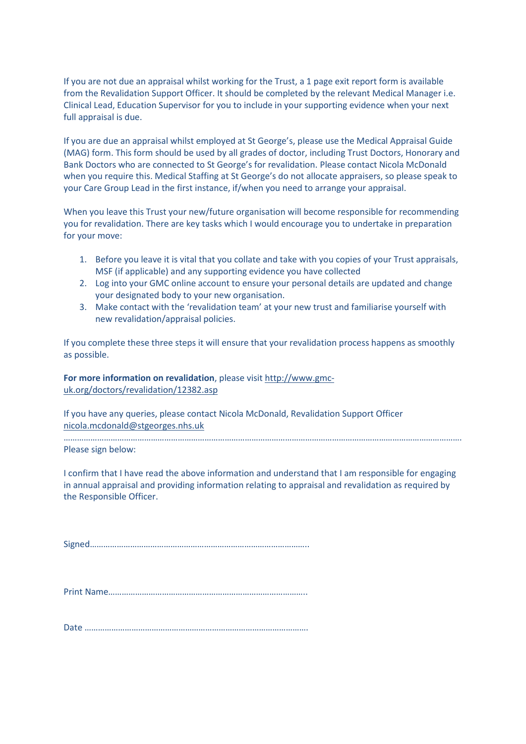If you are not due an appraisal whilst working for the Trust, a 1 page exit report form is available from the Revalidation Support Officer. It should be completed by the relevant Medical Manager i.e. Clinical Lead, Education Supervisor for you to include in your supporting evidence when your next full appraisal is due.

If you are due an appraisal whilst employed at St George's, please use the Medical Appraisal Guide (MAG) form. This form should be used by all grades of doctor, including Trust Doctors, Honorary and Bank Doctors who are connected to St George's for revalidation. Please contact Nicola McDonald when you require this. Medical Staffing at St George's do not allocate appraisers, so please speak to your Care Group Lead in the first instance, if/when you need to arrange your appraisal.

When you leave this Trust your new/future organisation will become responsible for recommending you for revalidation. There are key tasks which I would encourage you to undertake in preparation for your move:

1. Before you leave it is vital that you collate and take with you copies of your Trust appraisals, MSF (if applicable) and any supporting evidence you have collected
2. Log into your GMC online account to ensure your personal details are updated and change your designated body to your new organisation.
3. Make contact with the 'revalidation team' at your new trust and familiarise yourself with new revalidation/appraisal policies.

If you complete these three steps it will ensure that your revalidation process happens as smoothly as possible.

**For more information on revalidation**, please visit http://www.gmc-uk.org/doctors/revalidation/12382.asp

If you have any queries, please contact Nicola McDonald, Revalidation Support Officer nicola.mcdonald@stgeorges.nhs.uk

…………………………………………………………………………………………………………………………………………………………

Please sign below:

I confirm that I have read the above information and understand that I am responsible for engaging in annual appraisal and providing information relating to appraisal and revalidation as required by the Responsible Officer.

Signed……………………………………………………………………………………..

Print Name……………………………………………………………………………..

Date ………………………………………………………………………………………